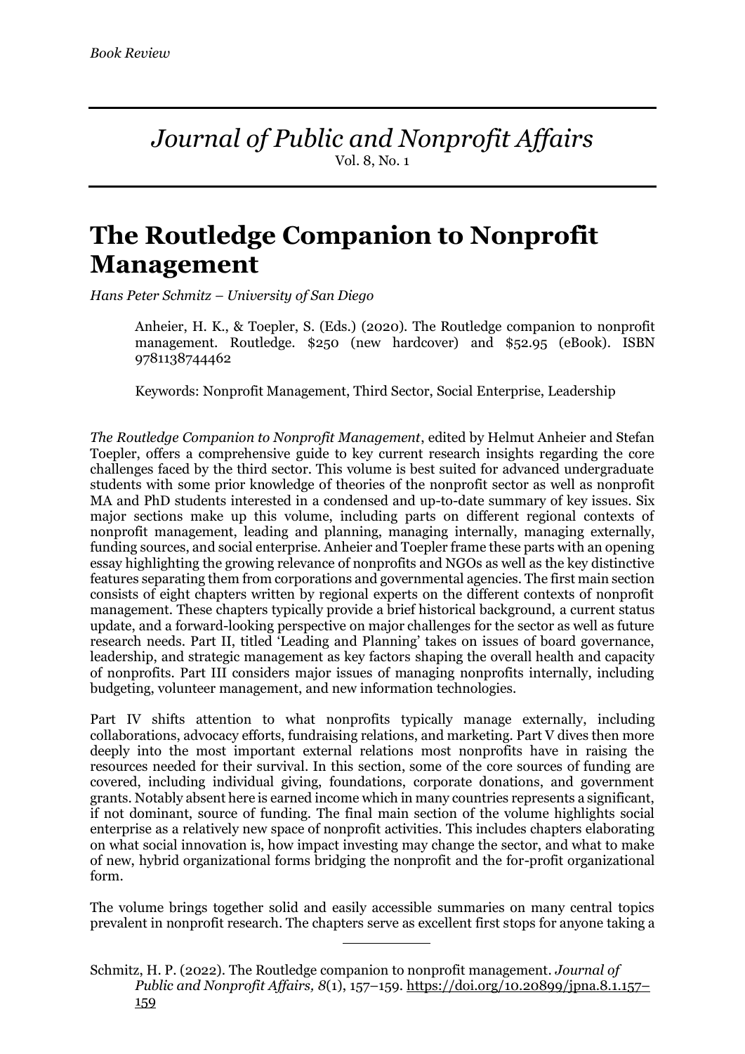*Book Review*

# *Journal of Public and Nonprofit Affairs*

Vol. 8, No. 1

# The Routledge Companion to Nonprofit Management

*Hans Peter Schmitz – University of San Diego*

> Anheier, H. K., & Toepler, S. (Eds.) (2020). The Routledge companion to nonprofit management. Routledge. $250 (new hardcover) and $52.95 (eBook). ISBN 9781138744462
>
> Keywords: Nonprofit Management, Third Sector, Social Enterprise, Leadership

*The Routledge Companion to Nonprofit Management*, edited by Helmut Anheier and Stefan Toepler, offers a comprehensive guide to key current research insights regarding the core challenges faced by the third sector. This volume is best suited for advanced undergraduate students with some prior knowledge of theories of the nonprofit sector as well as nonprofit MA and PhD students interested in a condensed and up-to-date summary of key issues. Six major sections make up this volume, including parts on different regional contexts of nonprofit management, leading and planning, managing internally, managing externally, funding sources, and social enterprise. Anheier and Toepler frame these parts with an opening essay highlighting the growing relevance of nonprofits and NGOs as well as the key distinctive features separating them from corporations and governmental agencies. The first main section consists of eight chapters written by regional experts on the different contexts of nonprofit management. These chapters typically provide a brief historical background, a current status update, and a forward-looking perspective on major challenges for the sector as well as future research needs. Part II, titled 'Leading and Planning' takes on issues of board governance, leadership, and strategic management as key factors shaping the overall health and capacity of nonprofits. Part III considers major issues of managing nonprofits internally, including budgeting, volunteer management, and new information technologies.

Part IV shifts attention to what nonprofits typically manage externally, including collaborations, advocacy efforts, fundraising relations, and marketing. Part V dives then more deeply into the most important external relations most nonprofits have in raising the resources needed for their survival. In this section, some of the core sources of funding are covered, including individual giving, foundations, corporate donations, and government grants. Notably absent here is earned income which in many countries represents a significant, if not dominant, source of funding. The final main section of the volume highlights social enterprise as a relatively new space of nonprofit activities. This includes chapters elaborating on what social innovation is, how impact investing may change the sector, and what to make of new, hybrid organizational forms bridging the nonprofit and the for-profit organizational form.

The volume brings together solid and easily accessible summaries on many central topics prevalent in nonprofit research. The chapters serve as excellent first stops for anyone taking a

---

Schmitz, H. P. (2022). The Routledge companion to nonprofit management. *Journal of Public and Nonprofit Affairs, 8*(1), 157–159. https://doi.org/10.20899/jpna.8.1.157–159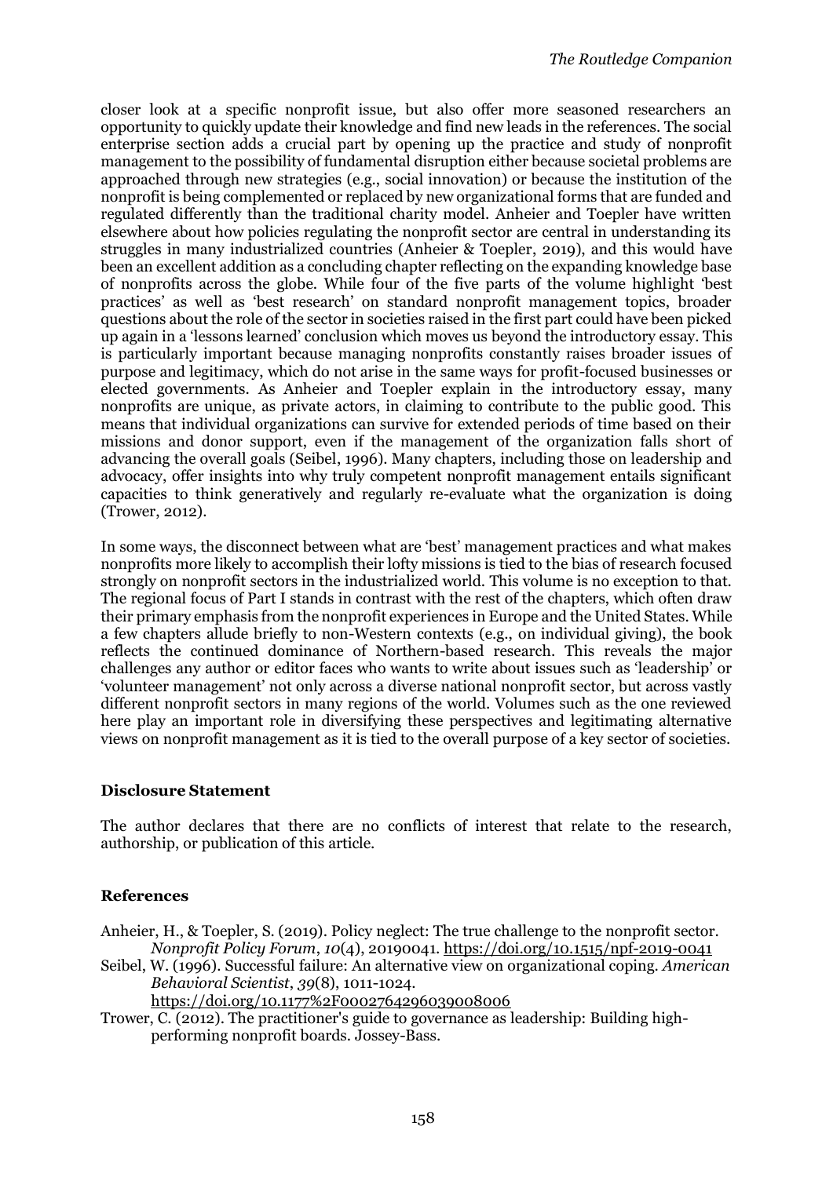closer look at a specific nonprofit issue, but also offer more seasoned researchers an opportunity to quickly update their knowledge and find new leads in the references. The social enterprise section adds a crucial part by opening up the practice and study of nonprofit management to the possibility of fundamental disruption either because societal problems are approached through new strategies (e.g., social innovation) or because the institution of the nonprofit is being complemented or replaced by new organizational forms that are funded and regulated differently than the traditional charity model. Anheier and Toepler have written elsewhere about how policies regulating the nonprofit sector are central in understanding its struggles in many industrialized countries (Anheier & Toepler, 2019), and this would have been an excellent addition as a concluding chapter reflecting on the expanding knowledge base of nonprofits across the globe. While four of the five parts of the volume highlight 'best practices' as well as 'best research' on standard nonprofit management topics, broader questions about the role of the sector in societies raised in the first part could have been picked up again in a 'lessons learned' conclusion which moves us beyond the introductory essay. This is particularly important because managing nonprofits constantly raises broader issues of purpose and legitimacy, which do not arise in the same ways for profit-focused businesses or elected governments. As Anheier and Toepler explain in the introductory essay, many nonprofits are unique, as private actors, in claiming to contribute to the public good. This means that individual organizations can survive for extended periods of time based on their missions and donor support, even if the management of the organization falls short of advancing the overall goals (Seibel, 1996). Many chapters, including those on leadership and advocacy, offer insights into why truly competent nonprofit management entails significant capacities to think generatively and regularly re-evaluate what the organization is doing (Trower, 2012).

In some ways, the disconnect between what are 'best' management practices and what makes nonprofits more likely to accomplish their lofty missions is tied to the bias of research focused strongly on nonprofit sectors in the industrialized world. This volume is no exception to that. The regional focus of Part I stands in contrast with the rest of the chapters, which often draw their primary emphasis from the nonprofit experiences in Europe and the United States. While a few chapters allude briefly to non-Western contexts (e.g., on individual giving), the book reflects the continued dominance of Northern-based research. This reveals the major challenges any author or editor faces who wants to write about issues such as 'leadership' or 'volunteer management' not only across a diverse national nonprofit sector, but across vastly different nonprofit sectors in many regions of the world. Volumes such as the one reviewed here play an important role in diversifying these perspectives and legitimating alternative views on nonprofit management as it is tied to the overall purpose of a key sector of societies.

### Disclosure Statement

The author declares that there are no conflicts of interest that relate to the research, authorship, or publication of this article.

### References

Anheier, H., & Toepler, S. (2019). Policy neglect: The true challenge to the nonprofit sector. *Nonprofit Policy Forum*, *10*(4), 20190041. https://doi.org/10.1515/npf-2019-0041

Seibel, W. (1996). Successful failure: An alternative view on organizational coping. *American Behavioral Scientist*, *39*(8), 1011-1024. https://doi.org/10.1177%2F0002764296039008006

Trower, C. (2012). The practitioner's guide to governance as leadership: Building high-performing nonprofit boards. Jossey-Bass.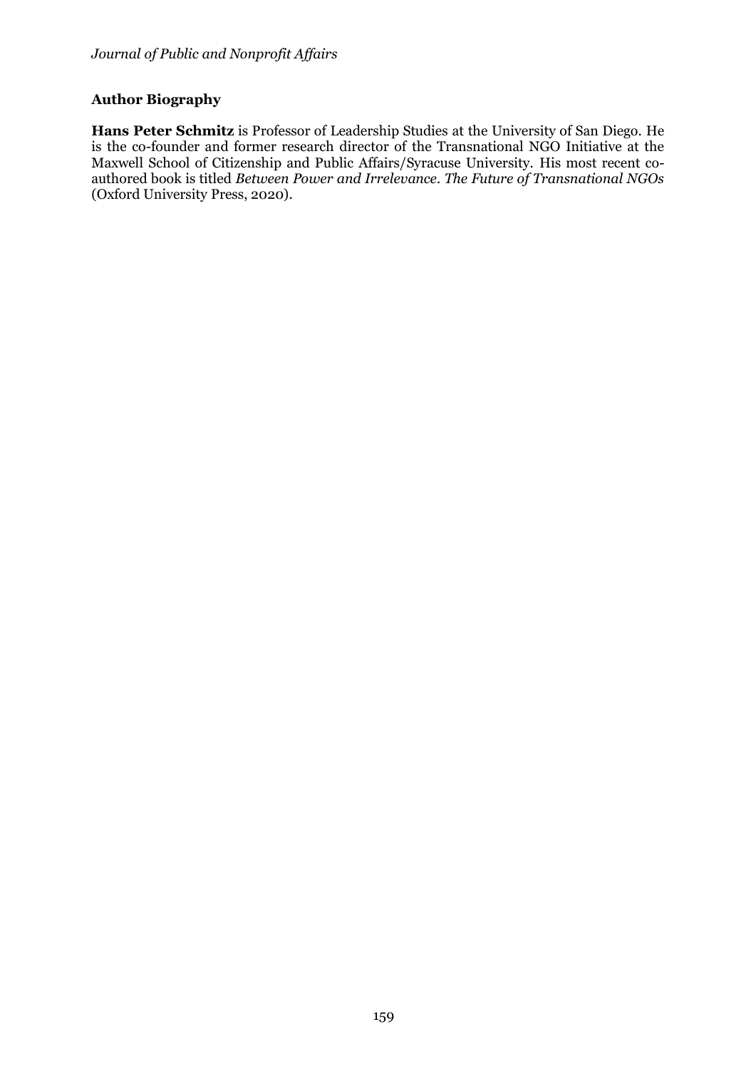## Author Biography

**Hans Peter Schmitz** is Professor of Leadership Studies at the University of San Diego. He is the co-founder and former research director of the Transnational NGO Initiative at the Maxwell School of Citizenship and Public Affairs/Syracuse University. His most recent co-authored book is titled *Between Power and Irrelevance. The Future of Transnational NGOs* (Oxford University Press, 2020).